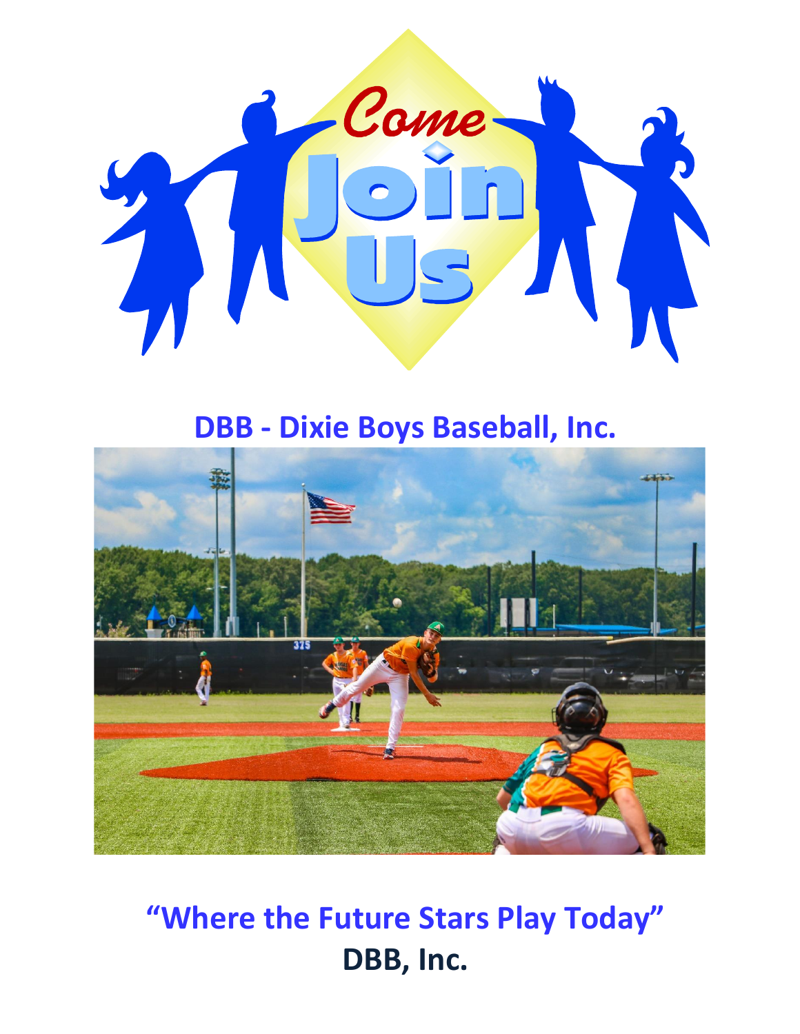# DBB - Dixie Boys Baseball, Inc.

## "Where the Future Stars Play Today"

**DBB, Inc.**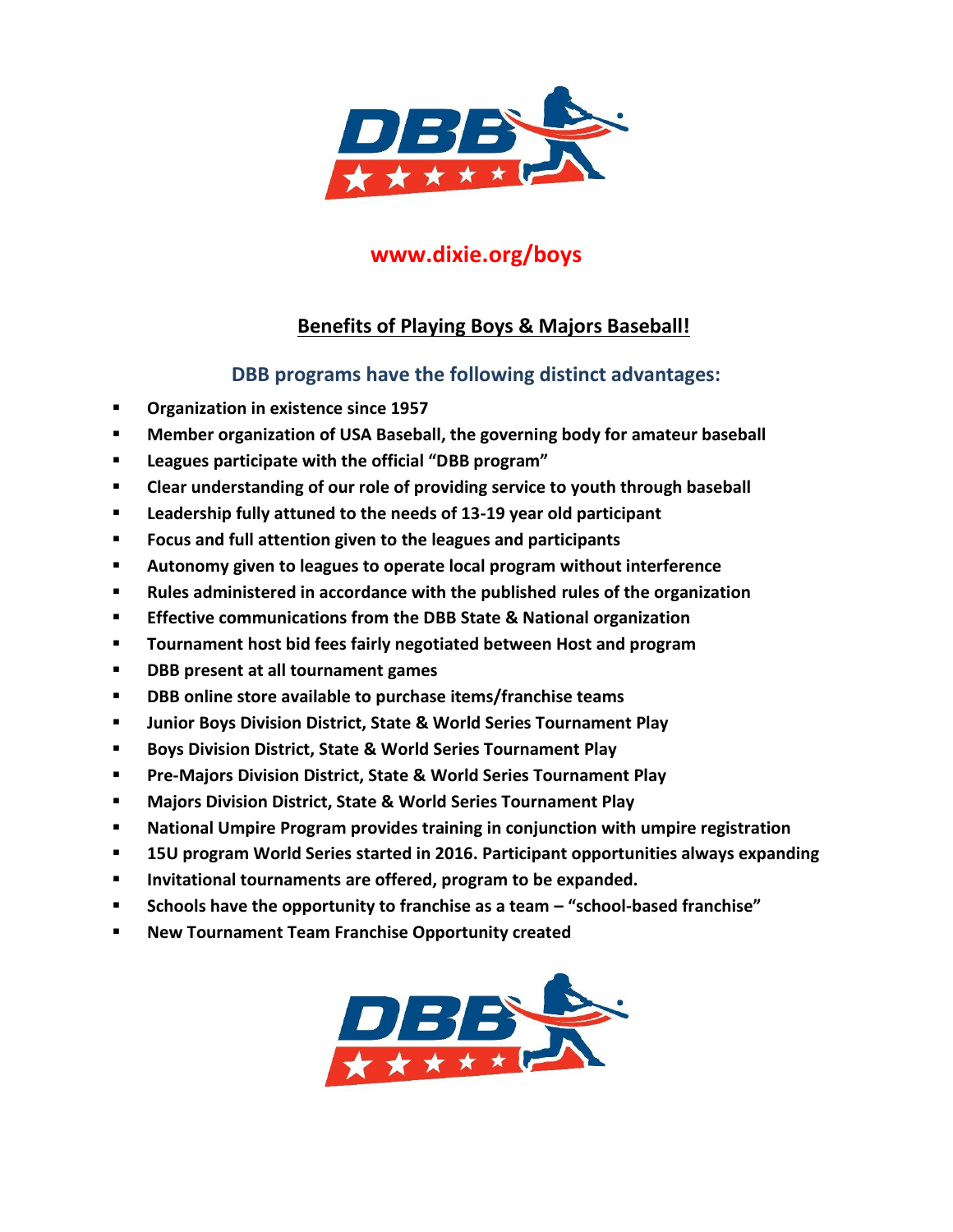**www.dixie.org/boys**

## Benefits of Playing Boys & Majors Baseball!

### DBB programs have the following distinct advantages:

- **Organization in existence since 1957**
- **Member organization of USA Baseball, the governing body for amateur baseball**
- **Leagues participate with the official "DBB program"**
- **Clear understanding of our role of providing service to youth through baseball**
- **Leadership fully attuned to the needs of 13-19 year old participant**
- **Focus and full attention given to the leagues and participants**
- **Autonomy given to leagues to operate local program without interference**
- **Rules administered in accordance with the published rules of the organization**
- **Effective communications from the DBB State & National organization**
- **Tournament host bid fees fairly negotiated between Host and program**
- **DBB present at all tournament games**
- **DBB online store available to purchase items/franchise teams**
- **Junior Boys Division District, State & World Series Tournament Play**
- **Boys Division District, State & World Series Tournament Play**
- **Pre-Majors Division District, State & World Series Tournament Play**
- **Majors Division District, State & World Series Tournament Play**
- **National Umpire Program provides training in conjunction with umpire registration**
- **15U program World Series started in 2016. Participant opportunities always expanding**
- **Invitational tournaments are offered, program to be expanded.**
- **Schools have the opportunity to franchise as a team – "school-based franchise"**
- **New Tournament Team Franchise Opportunity created**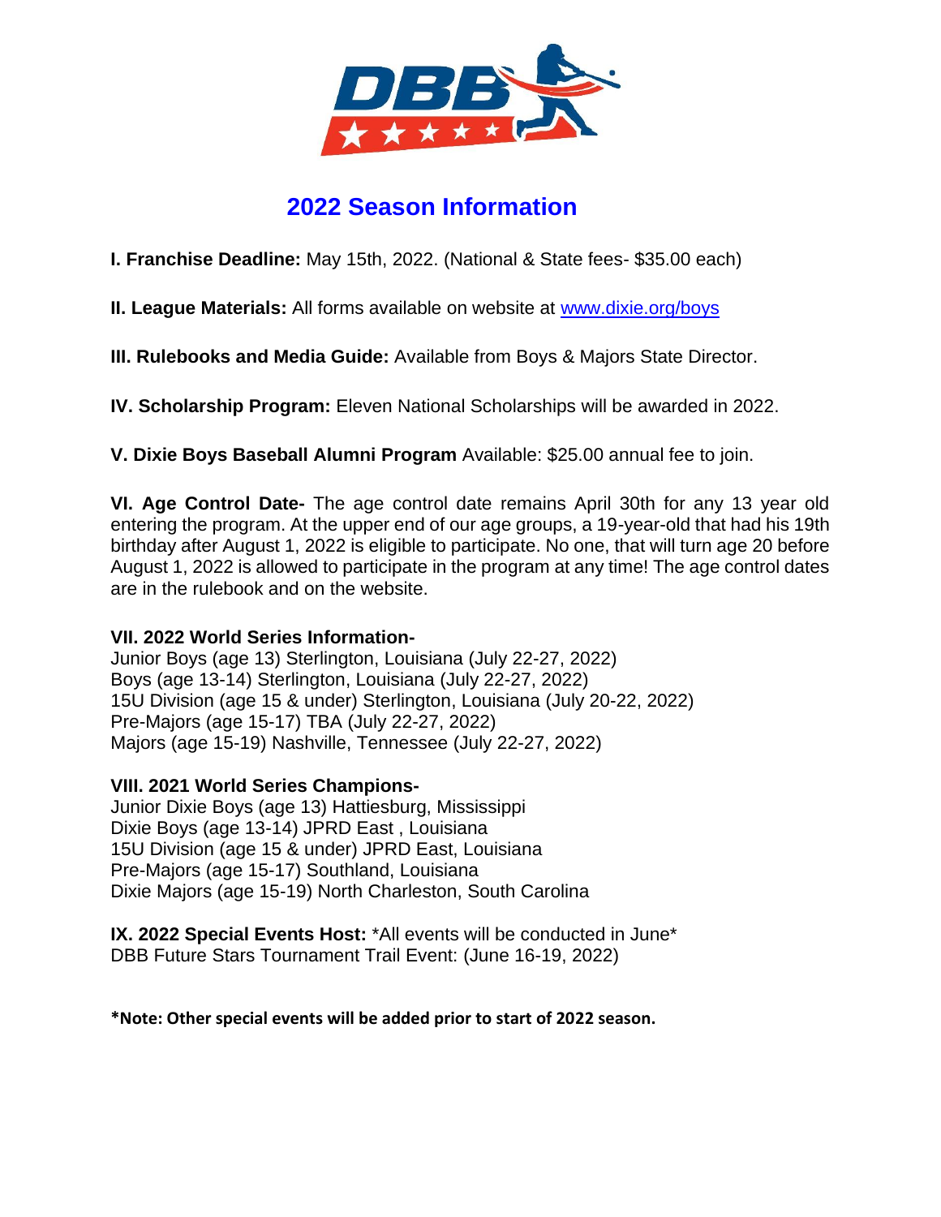# 2022 Season Information

**I. Franchise Deadline:** May 15th, 2022. (National & State fees- $35.00 each)

**II. League Materials:** All forms available on website at [www.dixie.org/boys](www.dixie.org/boys)

**III. Rulebooks and Media Guide:** Available from Boys & Majors State Director.

**IV. Scholarship Program:** Eleven National Scholarships will be awarded in 2022.

**V. Dixie Boys Baseball Alumni Program** Available: $25.00 annual fee to join.

**VI. Age Control Date-** The age control date remains April 30th for any 13 year old entering the program. At the upper end of our age groups, a 19-year-old that had his 19th birthday after August 1, 2022 is eligible to participate. No one, that will turn age 20 before August 1, 2022 is allowed to participate in the program at any time! The age control dates are in the rulebook and on the website.

**VII. 2022 World Series Information-**
Junior Boys (age 13) Sterlington, Louisiana (July 22-27, 2022)
Boys (age 13-14) Sterlington, Louisiana (July 22-27, 2022)
15U Division (age 15 & under) Sterlington, Louisiana (July 20-22, 2022)
Pre-Majors (age 15-17) TBA (July 22-27, 2022)
Majors (age 15-19) Nashville, Tennessee (July 22-27, 2022)

**VIII. 2021 World Series Champions-**
Junior Dixie Boys (age 13) Hattiesburg, Mississippi
Dixie Boys (age 13-14) JPRD East , Louisiana
15U Division (age 15 & under) JPRD East, Louisiana
Pre-Majors (age 15-17) Southland, Louisiana
Dixie Majors (age 15-19) North Charleston, South Carolina

**IX. 2022 Special Events Host:** *All events will be conducted in June*
DBB Future Stars Tournament Trail Event: (June 16-19, 2022)

**\*Note: Other special events will be added prior to start of 2022 season.**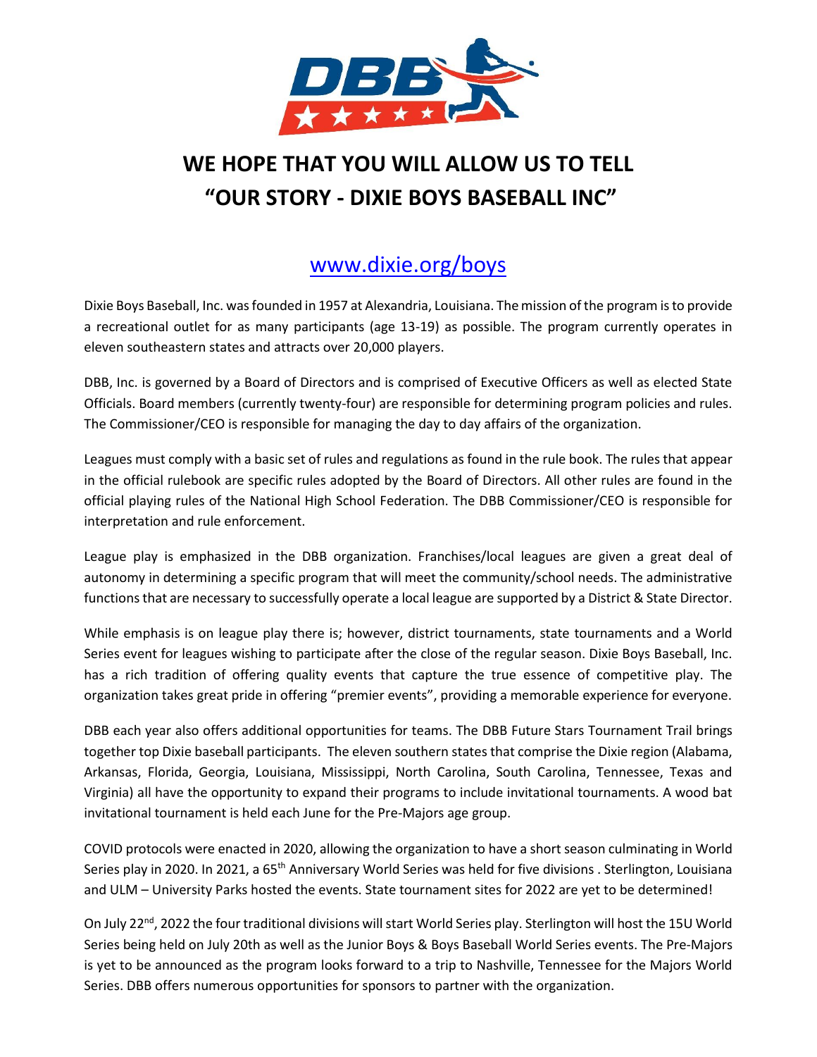# WE HOPE THAT YOU WILL ALLOW US TO TELL "OUR STORY - DIXIE BOYS BASEBALL INC"

## www.dixie.org/boys

Dixie Boys Baseball, Inc. was founded in 1957 at Alexandria, Louisiana. The mission of the program is to provide a recreational outlet for as many participants (age 13-19) as possible. The program currently operates in eleven southeastern states and attracts over 20,000 players.

DBB, Inc. is governed by a Board of Directors and is comprised of Executive Officers as well as elected State Officials. Board members (currently twenty-four) are responsible for determining program policies and rules. The Commissioner/CEO is responsible for managing the day to day affairs of the organization.

Leagues must comply with a basic set of rules and regulations as found in the rule book. The rules that appear in the official rulebook are specific rules adopted by the Board of Directors. All other rules are found in the official playing rules of the National High School Federation. The DBB Commissioner/CEO is responsible for interpretation and rule enforcement.

League play is emphasized in the DBB organization. Franchises/local leagues are given a great deal of autonomy in determining a specific program that will meet the community/school needs. The administrative functions that are necessary to successfully operate a local league are supported by a District & State Director.

While emphasis is on league play there is; however, district tournaments, state tournaments and a World Series event for leagues wishing to participate after the close of the regular season. Dixie Boys Baseball, Inc. has a rich tradition of offering quality events that capture the true essence of competitive play. The organization takes great pride in offering "premier events", providing a memorable experience for everyone.

DBB each year also offers additional opportunities for teams. The DBB Future Stars Tournament Trail brings together top Dixie baseball participants. The eleven southern states that comprise the Dixie region (Alabama, Arkansas, Florida, Georgia, Louisiana, Mississippi, North Carolina, South Carolina, Tennessee, Texas and Virginia) all have the opportunity to expand their programs to include invitational tournaments. A wood bat invitational tournament is held each June for the Pre-Majors age group.

COVID protocols were enacted in 2020, allowing the organization to have a short season culminating in World Series play in 2020. In 2021, a 65th Anniversary World Series was held for five divisions . Sterlington, Louisiana and ULM – University Parks hosted the events. State tournament sites for 2022 are yet to be determined!

On July 22nd, 2022 the four traditional divisions will start World Series play. Sterlington will host the 15U World Series being held on July 20th as well as the Junior Boys & Boys Baseball World Series events. The Pre-Majors is yet to be announced as the program looks forward to a trip to Nashville, Tennessee for the Majors World Series. DBB offers numerous opportunities for sponsors to partner with the organization.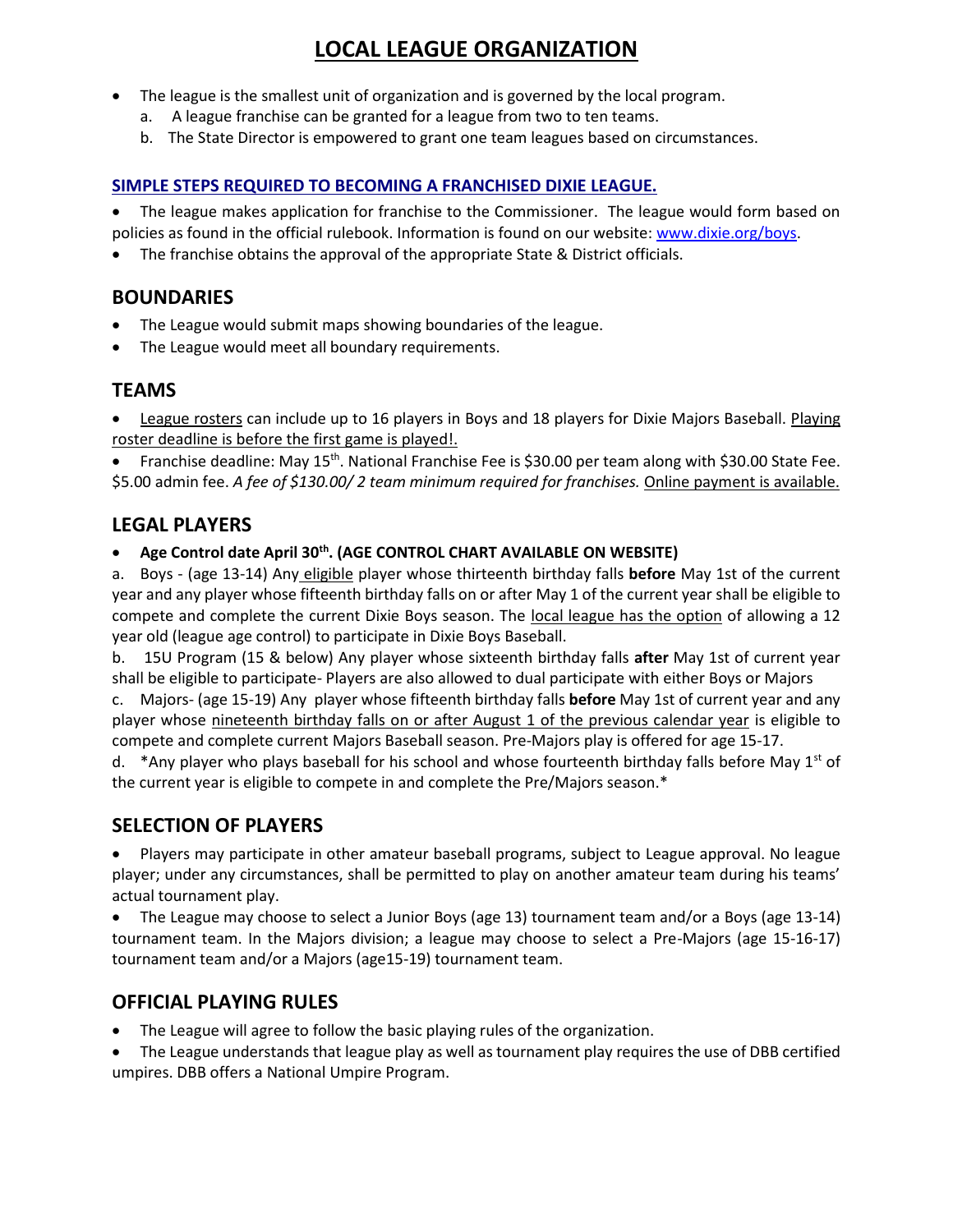# LOCAL LEAGUE ORGANIZATION

- The league is the smallest unit of organization and is governed by the local program.
  a. A league franchise can be granted for a league from two to ten teams.
  b. The State Director is empowered to grant one team leagues based on circumstances.

## SIMPLE STEPS REQUIRED TO BECOMING A FRANCHISED DIXIE LEAGUE.

- The league makes application for franchise to the Commissioner. The league would form based on policies as found in the official rulebook. Information is found on our website: www.dixie.org/boys.
- The franchise obtains the approval of the appropriate State & District officials.

## BOUNDARIES

- The League would submit maps showing boundaries of the league.
- The League would meet all boundary requirements.

## TEAMS

- League rosters can include up to 16 players in Boys and 18 players for Dixie Majors Baseball. Playing roster deadline is before the first game is played!.
- Franchise deadline: May 15th. National Franchise Fee is $30.00 per team along with $30.00 State Fee. $5.00 admin fee. *A fee of $130.00/ 2 team minimum required for franchises.* Online payment is available.

## LEGAL PLAYERS

- **Age Control date April 30th. (AGE CONTROL CHART AVAILABLE ON WEBSITE)**

a. Boys - (age 13-14) Any eligible player whose thirteenth birthday falls **before** May 1st of the current year and any player whose fifteenth birthday falls on or after May 1 of the current year shall be eligible to compete and complete the current Dixie Boys season. The local league has the option of allowing a 12 year old (league age control) to participate in Dixie Boys Baseball.

b. 15U Program (15 & below) Any player whose sixteenth birthday falls **after** May 1st of current year shall be eligible to participate- Players are also allowed to dual participate with either Boys or Majors

c. Majors- (age 15-19) Any player whose fifteenth birthday falls **before** May 1st of current year and any player whose nineteenth birthday falls on or after August 1 of the previous calendar year is eligible to compete and complete current Majors Baseball season. Pre-Majors play is offered for age 15-17.

d. *Any player who plays baseball for his school and whose fourteenth birthday falls before May 1st of the current year is eligible to compete in and complete the Pre/Majors season.*

## SELECTION OF PLAYERS

- Players may participate in other amateur baseball programs, subject to League approval. No league player; under any circumstances, shall be permitted to play on another amateur team during his teams' actual tournament play.
- The League may choose to select a Junior Boys (age 13) tournament team and/or a Boys (age 13-14) tournament team. In the Majors division; a league may choose to select a Pre-Majors (age 15-16-17) tournament team and/or a Majors (age15-19) tournament team.

## OFFICIAL PLAYING RULES

- The League will agree to follow the basic playing rules of the organization.
- The League understands that league play as well as tournament play requires the use of DBB certified umpires. DBB offers a National Umpire Program.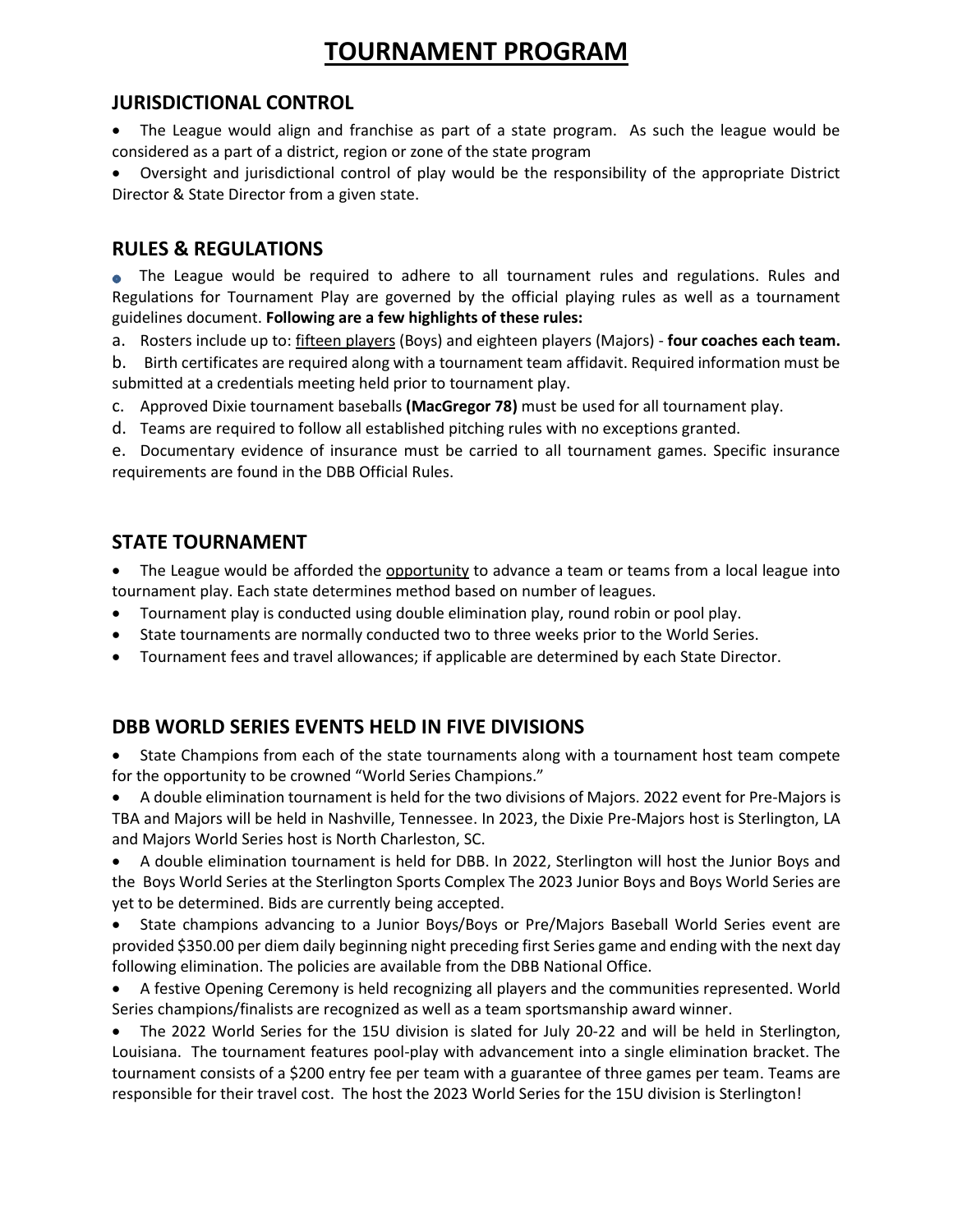# TOURNAMENT PROGRAM

## JURISDICTIONAL CONTROL

- The League would align and franchise as part of a state program. As such the league would be considered as a part of a district, region or zone of the state program
- Oversight and jurisdictional control of play would be the responsibility of the appropriate District Director & State Director from a given state.

## RULES & REGULATIONS

- The League would be required to adhere to all tournament rules and regulations. Rules and Regulations for Tournament Play are governed by the official playing rules as well as a tournament guidelines document. **Following are a few highlights of these rules:**

a. Rosters include up to: fifteen players (Boys) and eighteen players (Majors) - **four coaches each team.**

b. Birth certificates are required along with a tournament team affidavit. Required information must be submitted at a credentials meeting held prior to tournament play.

c. Approved Dixie tournament baseballs **(MacGregor 78)** must be used for all tournament play.

d. Teams are required to follow all established pitching rules with no exceptions granted.

e. Documentary evidence of insurance must be carried to all tournament games. Specific insurance requirements are found in the DBB Official Rules.

## STATE TOURNAMENT

- The League would be afforded the opportunity to advance a team or teams from a local league into tournament play. Each state determines method based on number of leagues.
- Tournament play is conducted using double elimination play, round robin or pool play.
- State tournaments are normally conducted two to three weeks prior to the World Series.
- Tournament fees and travel allowances; if applicable are determined by each State Director.

## DBB WORLD SERIES EVENTS HELD IN FIVE DIVISIONS

- State Champions from each of the state tournaments along with a tournament host team compete for the opportunity to be crowned "World Series Champions."
- A double elimination tournament is held for the two divisions of Majors. 2022 event for Pre-Majors is TBA and Majors will be held in Nashville, Tennessee. In 2023, the Dixie Pre-Majors host is Sterlington, LA and Majors World Series host is North Charleston, SC.
- A double elimination tournament is held for DBB. In 2022, Sterlington will host the Junior Boys and the Boys World Series at the Sterlington Sports Complex The 2023 Junior Boys and Boys World Series are yet to be determined. Bids are currently being accepted.
- State champions advancing to a Junior Boys/Boys or Pre/Majors Baseball World Series event are provided $350.00 per diem daily beginning night preceding first Series game and ending with the next day following elimination. The policies are available from the DBB National Office.
- A festive Opening Ceremony is held recognizing all players and the communities represented. World Series champions/finalists are recognized as well as a team sportsmanship award winner.
- The 2022 World Series for the 15U division is slated for July 20-22 and will be held in Sterlington, Louisiana. The tournament features pool-play with advancement into a single elimination bracket. The tournament consists of a $200 entry fee per team with a guarantee of three games per team. Teams are responsible for their travel cost. The host the 2023 World Series for the 15U division is Sterlington!